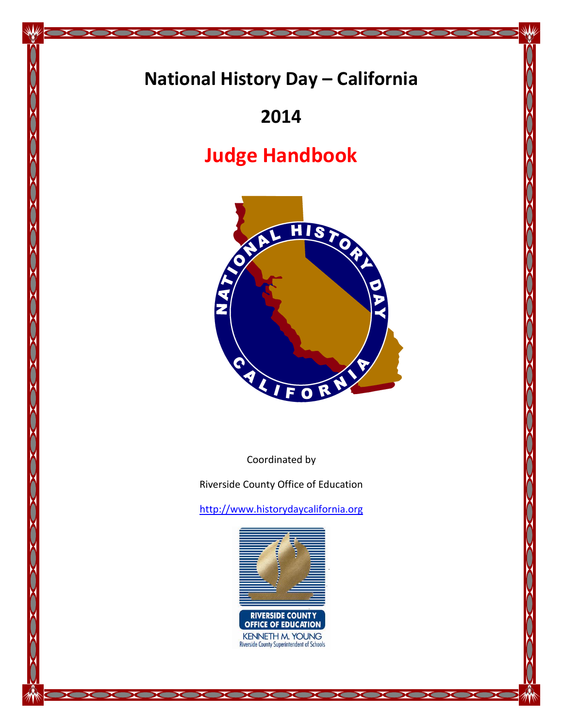# National History Day – California

# 2014

# Judge Handbook

Coordinated by

Riverside County Office of Education

http://www.historydaycalifornia.org

RIVERSIDE COUNTY OFFICE OF EDUCATION

KENNETH M. YOUNG

Riverside County Superintendent of Schools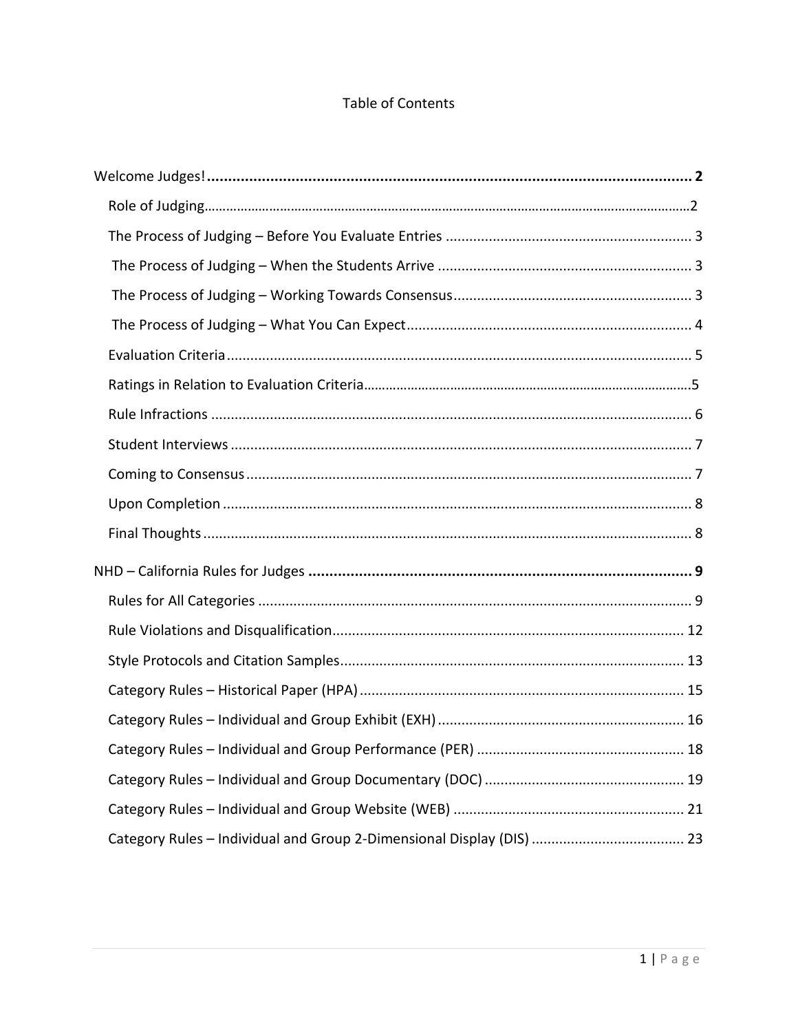# Table of Contents

**Welcome Judges! .................................................................................................................... 2**

- Role of Judging............................................................................................................................2
- The Process of Judging – Before You Evaluate Entries ............................................................... 3
- The Process of Judging – When the Students Arrive ................................................................. 3
- The Process of Judging – Working Towards Consensus ............................................................. 3
- The Process of Judging – What You Can Expect ......................................................................... 4
- Evaluation Criteria ....................................................................................................................... 5
- Ratings in Relation to Evaluation Criteria.....................................................................................5
- Rule Infractions ........................................................................................................................... 6
- Student Interviews ...................................................................................................................... 7
- Coming to Consensus .................................................................................................................. 7
- Upon Completion ........................................................................................................................ 8
- Final Thoughts ............................................................................................................................. 8

**NHD – California Rules for Judges ............................................................................................ 9**

- Rules for All Categories ............................................................................................................... 9
- Rule Violations and Disqualification.......................................................................................... 12
- Style Protocols and Citation Samples......................................................................................... 13
- Category Rules – Historical Paper (HPA) ................................................................................... 15
- Category Rules – Individual and Group Exhibit (EXH) ............................................................... 16
- Category Rules – Individual and Group Performance (PER) ..................................................... 18
- Category Rules – Individual and Group Documentary (DOC) ................................................... 19
- Category Rules – Individual and Group Website (WEB) ........................................................... 21
- Category Rules – Individual and Group 2-Dimensional Display (DIS) ....................................... 23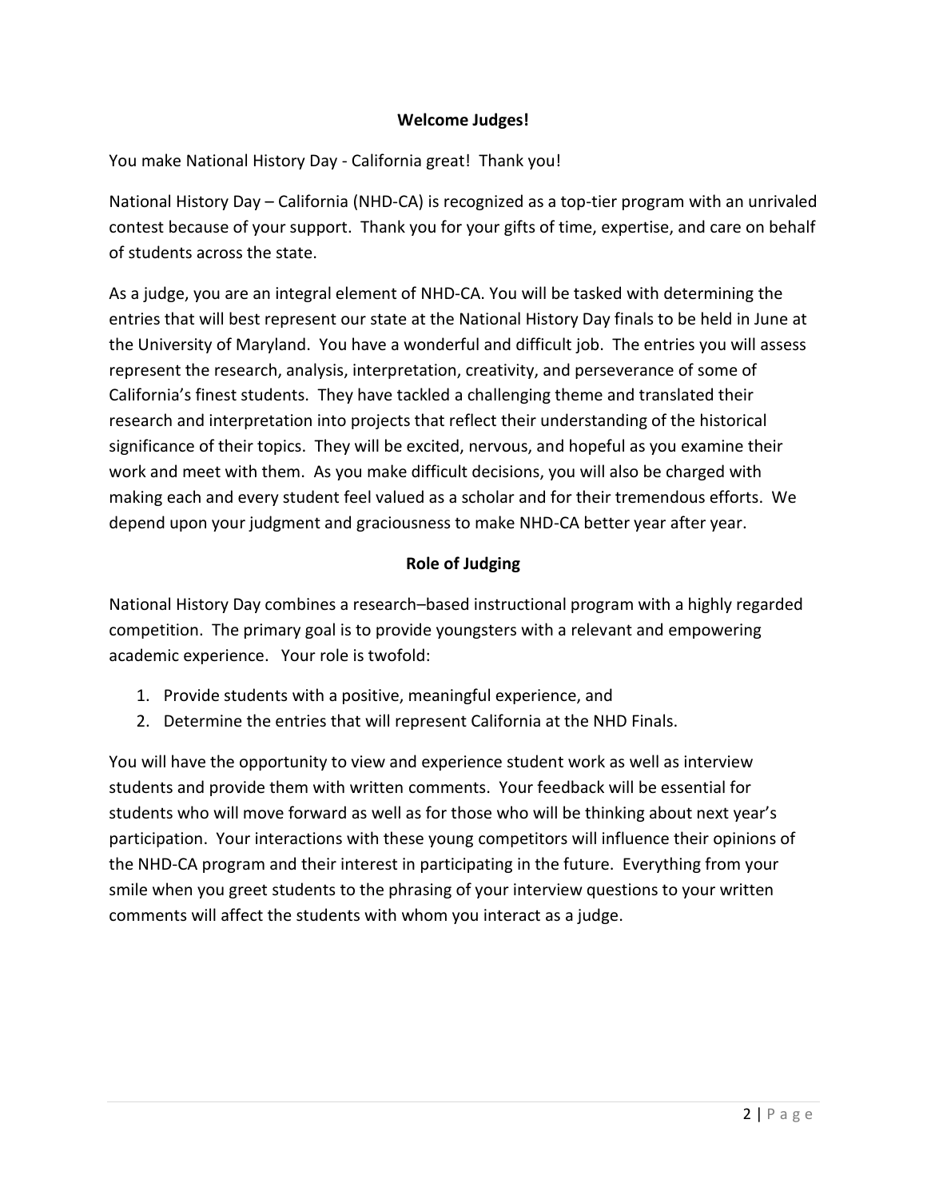## Welcome Judges!

You make National History Day - California great! Thank you!

National History Day – California (NHD-CA) is recognized as a top-tier program with an unrivaled contest because of your support. Thank you for your gifts of time, expertise, and care on behalf of students across the state.

As a judge, you are an integral element of NHD-CA. You will be tasked with determining the entries that will best represent our state at the National History Day finals to be held in June at the University of Maryland. You have a wonderful and difficult job. The entries you will assess represent the research, analysis, interpretation, creativity, and perseverance of some of California's finest students. They have tackled a challenging theme and translated their research and interpretation into projects that reflect their understanding of the historical significance of their topics. They will be excited, nervous, and hopeful as you examine their work and meet with them. As you make difficult decisions, you will also be charged with making each and every student feel valued as a scholar and for their tremendous efforts. We depend upon your judgment and graciousness to make NHD-CA better year after year.

## Role of Judging

National History Day combines a research–based instructional program with a highly regarded competition. The primary goal is to provide youngsters with a relevant and empowering academic experience. Your role is twofold:

1. Provide students with a positive, meaningful experience, and
2. Determine the entries that will represent California at the NHD Finals.

You will have the opportunity to view and experience student work as well as interview students and provide them with written comments. Your feedback will be essential for students who will move forward as well as for those who will be thinking about next year's participation. Your interactions with these young competitors will influence their opinions of the NHD-CA program and their interest in participating in the future. Everything from your smile when you greet students to the phrasing of your interview questions to your written comments will affect the students with whom you interact as a judge.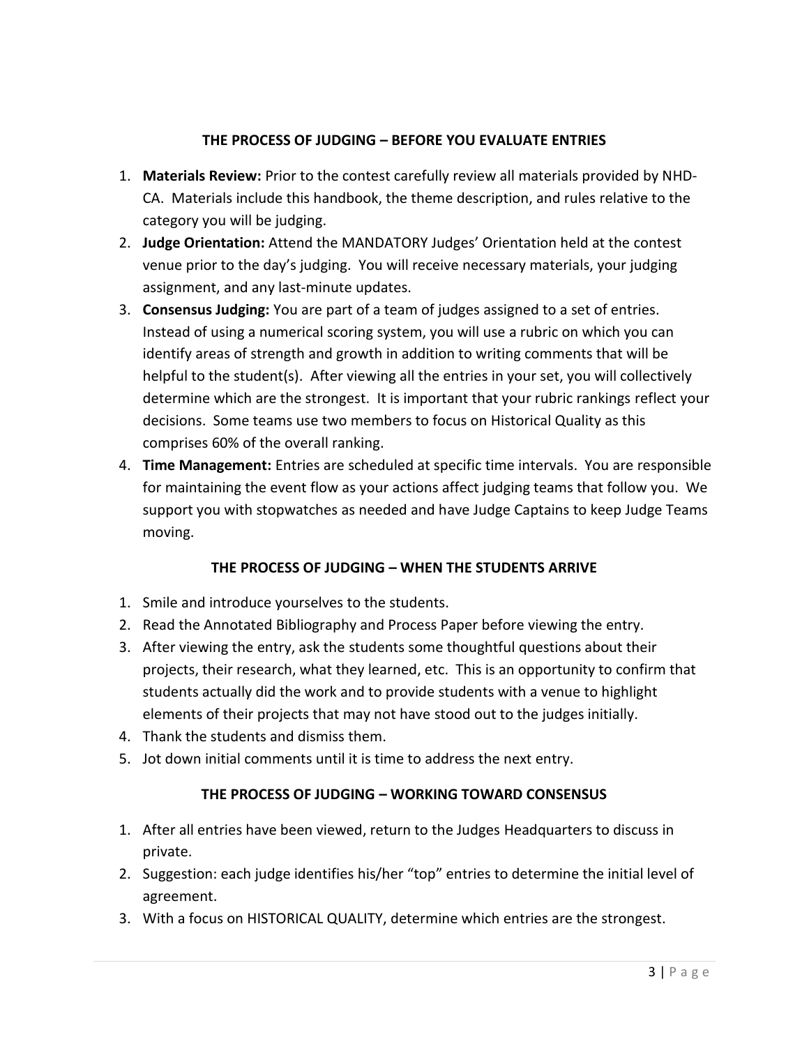## THE PROCESS OF JUDGING – BEFORE YOU EVALUATE ENTRIES

1. **Materials Review:** Prior to the contest carefully review all materials provided by NHD-CA. Materials include this handbook, the theme description, and rules relative to the category you will be judging.
2. **Judge Orientation:** Attend the MANDATORY Judges' Orientation held at the contest venue prior to the day's judging. You will receive necessary materials, your judging assignment, and any last-minute updates.
3. **Consensus Judging:** You are part of a team of judges assigned to a set of entries. Instead of using a numerical scoring system, you will use a rubric on which you can identify areas of strength and growth in addition to writing comments that will be helpful to the student(s). After viewing all the entries in your set, you will collectively determine which are the strongest. It is important that your rubric rankings reflect your decisions. Some teams use two members to focus on Historical Quality as this comprises 60% of the overall ranking.
4. **Time Management:** Entries are scheduled at specific time intervals. You are responsible for maintaining the event flow as your actions affect judging teams that follow you. We support you with stopwatches as needed and have Judge Captains to keep Judge Teams moving.

## THE PROCESS OF JUDGING – WHEN THE STUDENTS ARRIVE

1. Smile and introduce yourselves to the students.
2. Read the Annotated Bibliography and Process Paper before viewing the entry.
3. After viewing the entry, ask the students some thoughtful questions about their projects, their research, what they learned, etc. This is an opportunity to confirm that students actually did the work and to provide students with a venue to highlight elements of their projects that may not have stood out to the judges initially.
4. Thank the students and dismiss them.
5. Jot down initial comments until it is time to address the next entry.

## THE PROCESS OF JUDGING – WORKING TOWARD CONSENSUS

1. After all entries have been viewed, return to the Judges Headquarters to discuss in private.
2. Suggestion: each judge identifies his/her "top" entries to determine the initial level of agreement.
3. With a focus on HISTORICAL QUALITY, determine which entries are the strongest.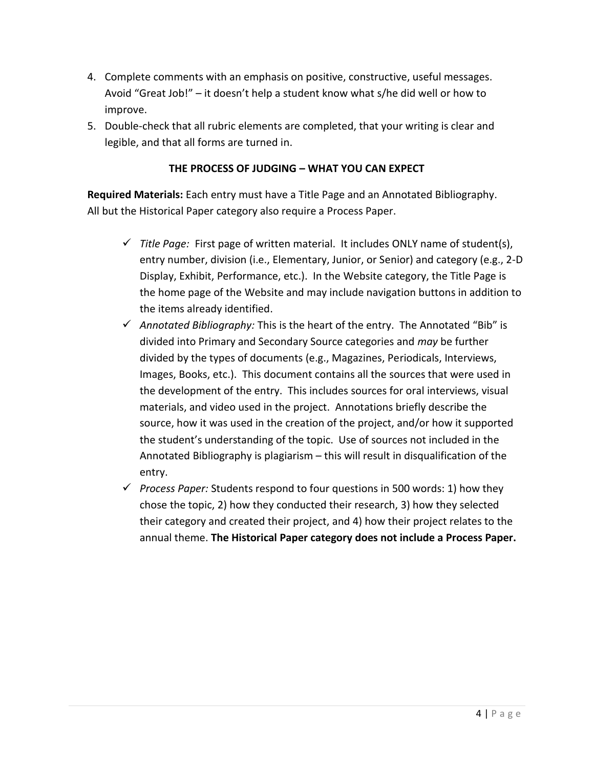4. Complete comments with an emphasis on positive, constructive, useful messages. Avoid "Great Job!" – it doesn't help a student know what s/he did well or how to improve.
5. Double-check that all rubric elements are completed, that your writing is clear and legible, and that all forms are turned in.

## THE PROCESS OF JUDGING – WHAT YOU CAN EXPECT

**Required Materials:** Each entry must have a Title Page and an Annotated Bibliography. All but the Historical Paper category also require a Process Paper.

- ✓ *Title Page:* First page of written material. It includes ONLY name of student(s), entry number, division (i.e., Elementary, Junior, or Senior) and category (e.g., 2-D Display, Exhibit, Performance, etc.). In the Website category, the Title Page is the home page of the Website and may include navigation buttons in addition to the items already identified.
- ✓ *Annotated Bibliography:* This is the heart of the entry. The Annotated "Bib" is divided into Primary and Secondary Source categories and *may* be further divided by the types of documents (e.g., Magazines, Periodicals, Interviews, Images, Books, etc.). This document contains all the sources that were used in the development of the entry. This includes sources for oral interviews, visual materials, and video used in the project. Annotations briefly describe the source, how it was used in the creation of the project, and/or how it supported the student's understanding of the topic. Use of sources not included in the Annotated Bibliography is plagiarism – this will result in disqualification of the entry.
- ✓ *Process Paper:* Students respond to four questions in 500 words: 1) how they chose the topic, 2) how they conducted their research, 3) how they selected their category and created their project, and 4) how their project relates to the annual theme. **The Historical Paper category does not include a Process Paper.**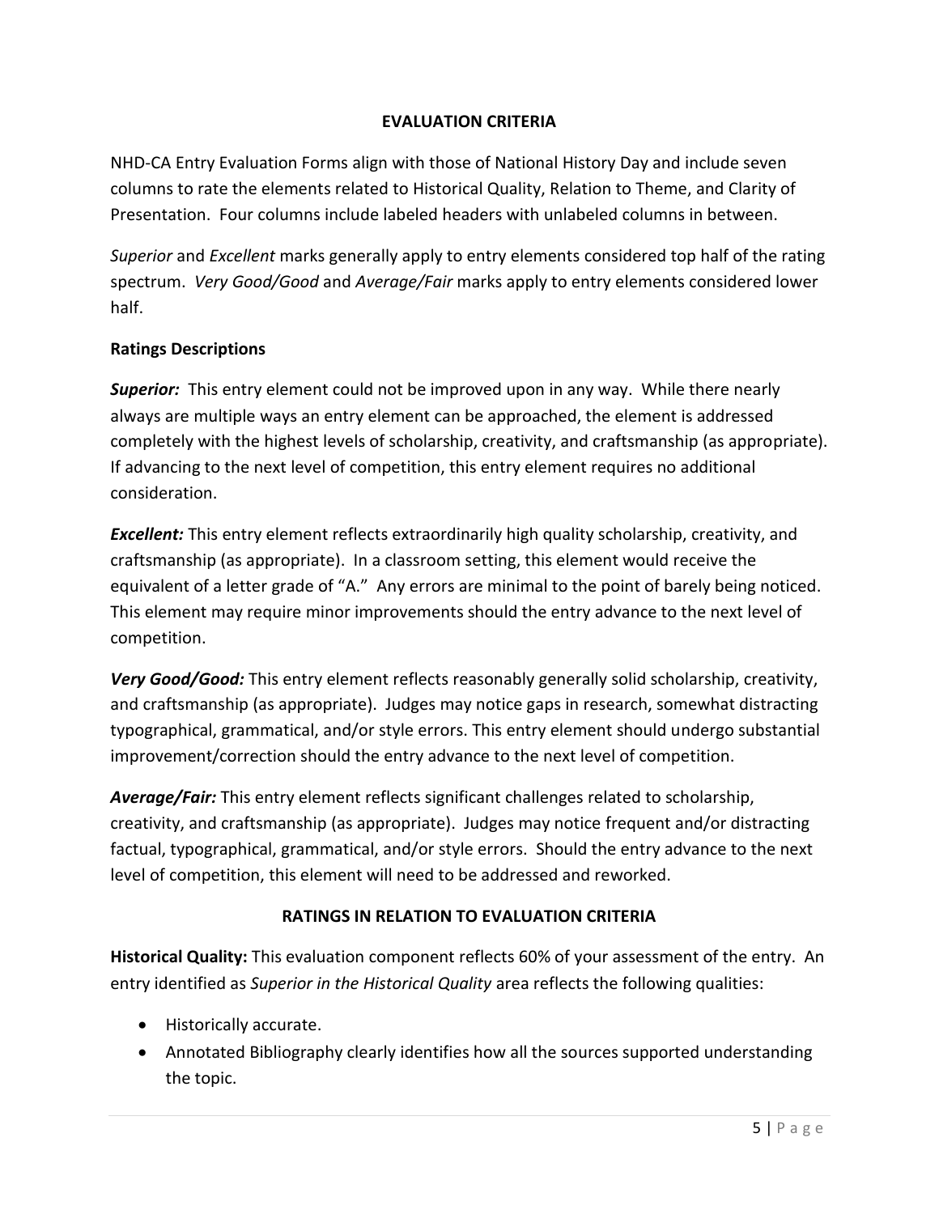## EVALUATION CRITERIA

NHD-CA Entry Evaluation Forms align with those of National History Day and include seven columns to rate the elements related to Historical Quality, Relation to Theme, and Clarity of Presentation. Four columns include labeled headers with unlabeled columns in between.

*Superior* and *Excellent* marks generally apply to entry elements considered top half of the rating spectrum. *Very Good/Good* and *Average/Fair* marks apply to entry elements considered lower half.

### Ratings Descriptions

***Superior:*** This entry element could not be improved upon in any way. While there nearly always are multiple ways an entry element can be approached, the element is addressed completely with the highest levels of scholarship, creativity, and craftsmanship (as appropriate). If advancing to the next level of competition, this entry element requires no additional consideration.

***Excellent:*** This entry element reflects extraordinarily high quality scholarship, creativity, and craftsmanship (as appropriate). In a classroom setting, this element would receive the equivalent of a letter grade of "A." Any errors are minimal to the point of barely being noticed. This element may require minor improvements should the entry advance to the next level of competition.

***Very Good/Good:*** This entry element reflects reasonably generally solid scholarship, creativity, and craftsmanship (as appropriate). Judges may notice gaps in research, somewhat distracting typographical, grammatical, and/or style errors. This entry element should undergo substantial improvement/correction should the entry advance to the next level of competition.

***Average/Fair:*** This entry element reflects significant challenges related to scholarship, creativity, and craftsmanship (as appropriate). Judges may notice frequent and/or distracting factual, typographical, grammatical, and/or style errors. Should the entry advance to the next level of competition, this element will need to be addressed and reworked.

## RATINGS IN RELATION TO EVALUATION CRITERIA

**Historical Quality:** This evaluation component reflects 60% of your assessment of the entry. An entry identified as *Superior in the Historical Quality* area reflects the following qualities:

- Historically accurate.
- Annotated Bibliography clearly identifies how all the sources supported understanding the topic.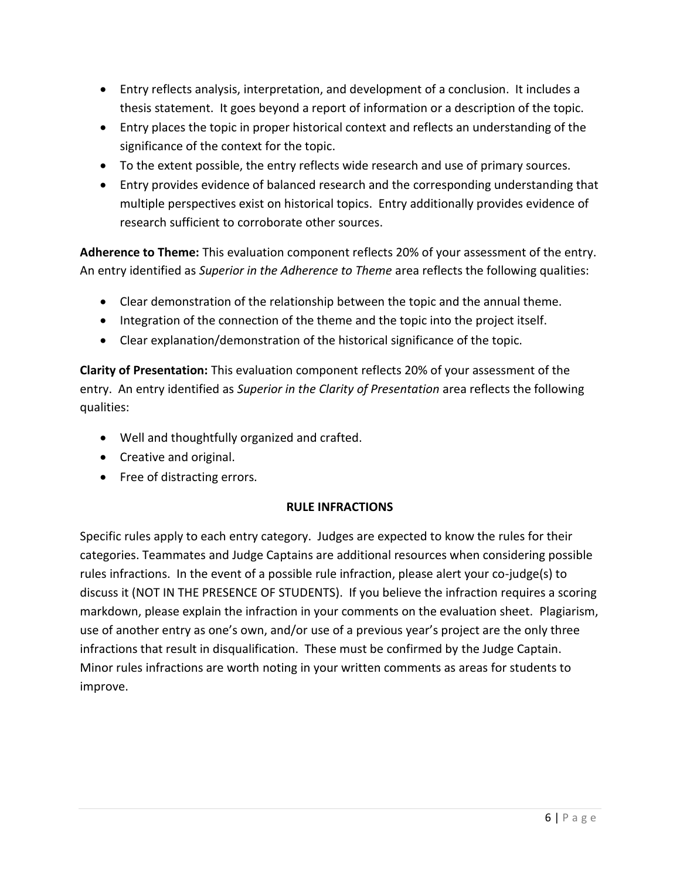- Entry reflects analysis, interpretation, and development of a conclusion. It includes a thesis statement. It goes beyond a report of information or a description of the topic.
- Entry places the topic in proper historical context and reflects an understanding of the significance of the context for the topic.
- To the extent possible, the entry reflects wide research and use of primary sources.
- Entry provides evidence of balanced research and the corresponding understanding that multiple perspectives exist on historical topics. Entry additionally provides evidence of research sufficient to corroborate other sources.

**Adherence to Theme:** This evaluation component reflects 20% of your assessment of the entry. An entry identified as *Superior in the Adherence to Theme* area reflects the following qualities:

- Clear demonstration of the relationship between the topic and the annual theme.
- Integration of the connection of the theme and the topic into the project itself.
- Clear explanation/demonstration of the historical significance of the topic.

**Clarity of Presentation:** This evaluation component reflects 20% of your assessment of the entry. An entry identified as *Superior in the Clarity of Presentation* area reflects the following qualities:

- Well and thoughtfully organized and crafted.
- Creative and original.
- Free of distracting errors.

## RULE INFRACTIONS

Specific rules apply to each entry category. Judges are expected to know the rules for their categories. Teammates and Judge Captains are additional resources when considering possible rules infractions. In the event of a possible rule infraction, please alert your co-judge(s) to discuss it (NOT IN THE PRESENCE OF STUDENTS). If you believe the infraction requires a scoring markdown, please explain the infraction in your comments on the evaluation sheet. Plagiarism, use of another entry as one's own, and/or use of a previous year's project are the only three infractions that result in disqualification. These must be confirmed by the Judge Captain. Minor rules infractions are worth noting in your written comments as areas for students to improve.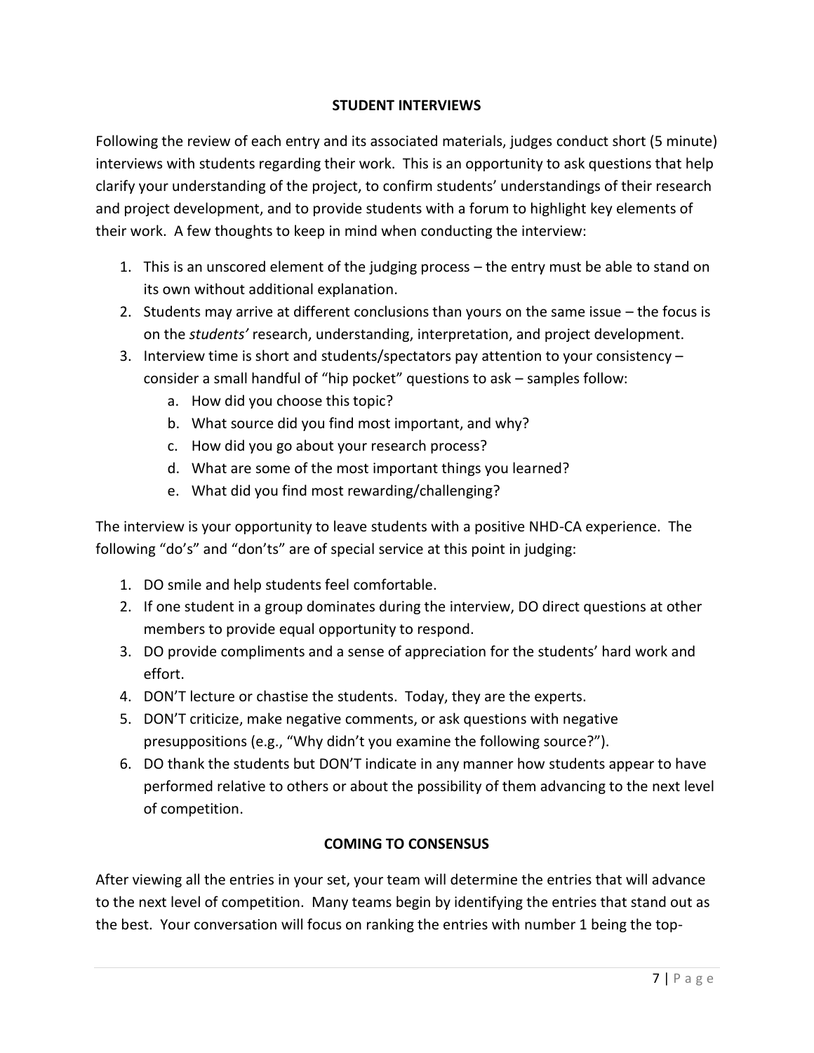## STUDENT INTERVIEWS

Following the review of each entry and its associated materials, judges conduct short (5 minute) interviews with students regarding their work. This is an opportunity to ask questions that help clarify your understanding of the project, to confirm students' understandings of their research and project development, and to provide students with a forum to highlight key elements of their work. A few thoughts to keep in mind when conducting the interview:

1. This is an unscored element of the judging process – the entry must be able to stand on its own without additional explanation.
2. Students may arrive at different conclusions than yours on the same issue – the focus is on the *students'* research, understanding, interpretation, and project development.
3. Interview time is short and students/spectators pay attention to your consistency – consider a small handful of "hip pocket" questions to ask – samples follow:
   a. How did you choose this topic?
   b. What source did you find most important, and why?
   c. How did you go about your research process?
   d. What are some of the most important things you learned?
   e. What did you find most rewarding/challenging?

The interview is your opportunity to leave students with a positive NHD-CA experience. The following "do's" and "don'ts" are of special service at this point in judging:

1. DO smile and help students feel comfortable.
2. If one student in a group dominates during the interview, DO direct questions at other members to provide equal opportunity to respond.
3. DO provide compliments and a sense of appreciation for the students' hard work and effort.
4. DON'T lecture or chastise the students. Today, they are the experts.
5. DON'T criticize, make negative comments, or ask questions with negative presuppositions (e.g., "Why didn't you examine the following source?").
6. DO thank the students but DON'T indicate in any manner how students appear to have performed relative to others or about the possibility of them advancing to the next level of competition.

## COMING TO CONSENSUS

After viewing all the entries in your set, your team will determine the entries that will advance to the next level of competition. Many teams begin by identifying the entries that stand out as the best. Your conversation will focus on ranking the entries with number 1 being the top-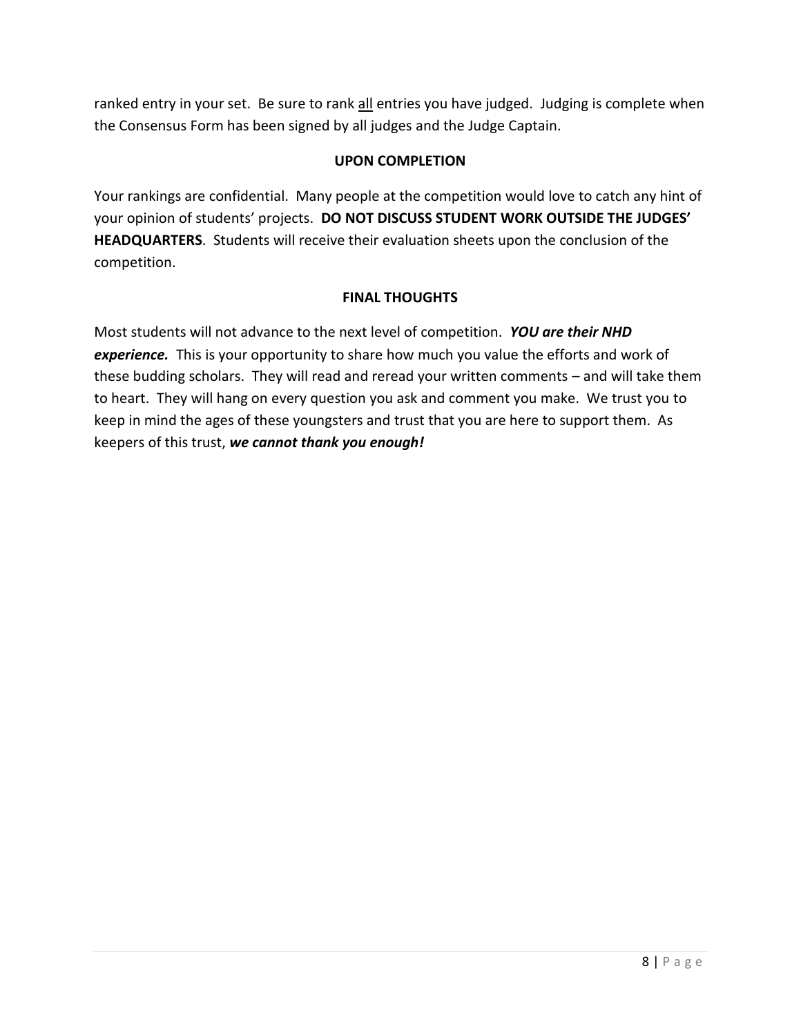ranked entry in your set. Be sure to rank <u>all</u> entries you have judged. Judging is complete when the Consensus Form has been signed by all judges and the Judge Captain.

## UPON COMPLETION

Your rankings are confidential. Many people at the competition would love to catch any hint of your opinion of students' projects. **DO NOT DISCUSS STUDENT WORK OUTSIDE THE JUDGES' HEADQUARTERS**. Students will receive their evaluation sheets upon the conclusion of the competition.

## FINAL THOUGHTS

Most students will not advance to the next level of competition. ***YOU are their NHD experience.*** This is your opportunity to share how much you value the efforts and work of these budding scholars. They will read and reread your written comments – and will take them to heart. They will hang on every question you ask and comment you make. We trust you to keep in mind the ages of these youngsters and trust that you are here to support them. As keepers of this trust, ***we cannot thank you enough!***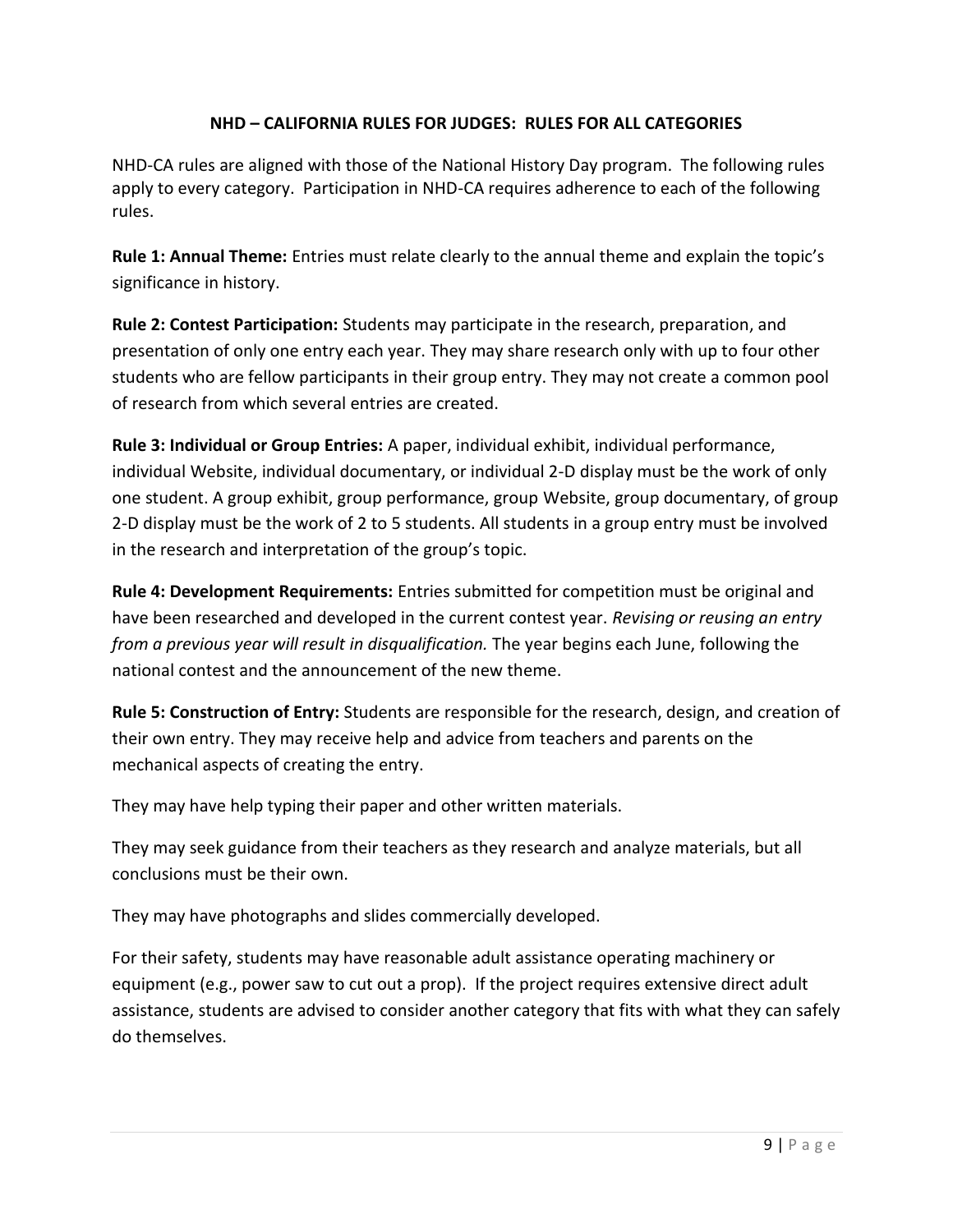## NHD – CALIFORNIA RULES FOR JUDGES: RULES FOR ALL CATEGORIES

NHD-CA rules are aligned with those of the National History Day program. The following rules apply to every category. Participation in NHD-CA requires adherence to each of the following rules.

**Rule 1: Annual Theme:** Entries must relate clearly to the annual theme and explain the topic's significance in history.

**Rule 2: Contest Participation:** Students may participate in the research, preparation, and presentation of only one entry each year. They may share research only with up to four other students who are fellow participants in their group entry. They may not create a common pool of research from which several entries are created.

**Rule 3: Individual or Group Entries:** A paper, individual exhibit, individual performance, individual Website, individual documentary, or individual 2-D display must be the work of only one student. A group exhibit, group performance, group Website, group documentary, of group 2-D display must be the work of 2 to 5 students. All students in a group entry must be involved in the research and interpretation of the group's topic.

**Rule 4: Development Requirements:** Entries submitted for competition must be original and have been researched and developed in the current contest year. *Revising or reusing an entry from a previous year will result in disqualification.* The year begins each June, following the national contest and the announcement of the new theme.

**Rule 5: Construction of Entry:** Students are responsible for the research, design, and creation of their own entry. They may receive help and advice from teachers and parents on the mechanical aspects of creating the entry.

They may have help typing their paper and other written materials.

They may seek guidance from their teachers as they research and analyze materials, but all conclusions must be their own.

They may have photographs and slides commercially developed.

For their safety, students may have reasonable adult assistance operating machinery or equipment (e.g., power saw to cut out a prop). If the project requires extensive direct adult assistance, students are advised to consider another category that fits with what they can safely do themselves.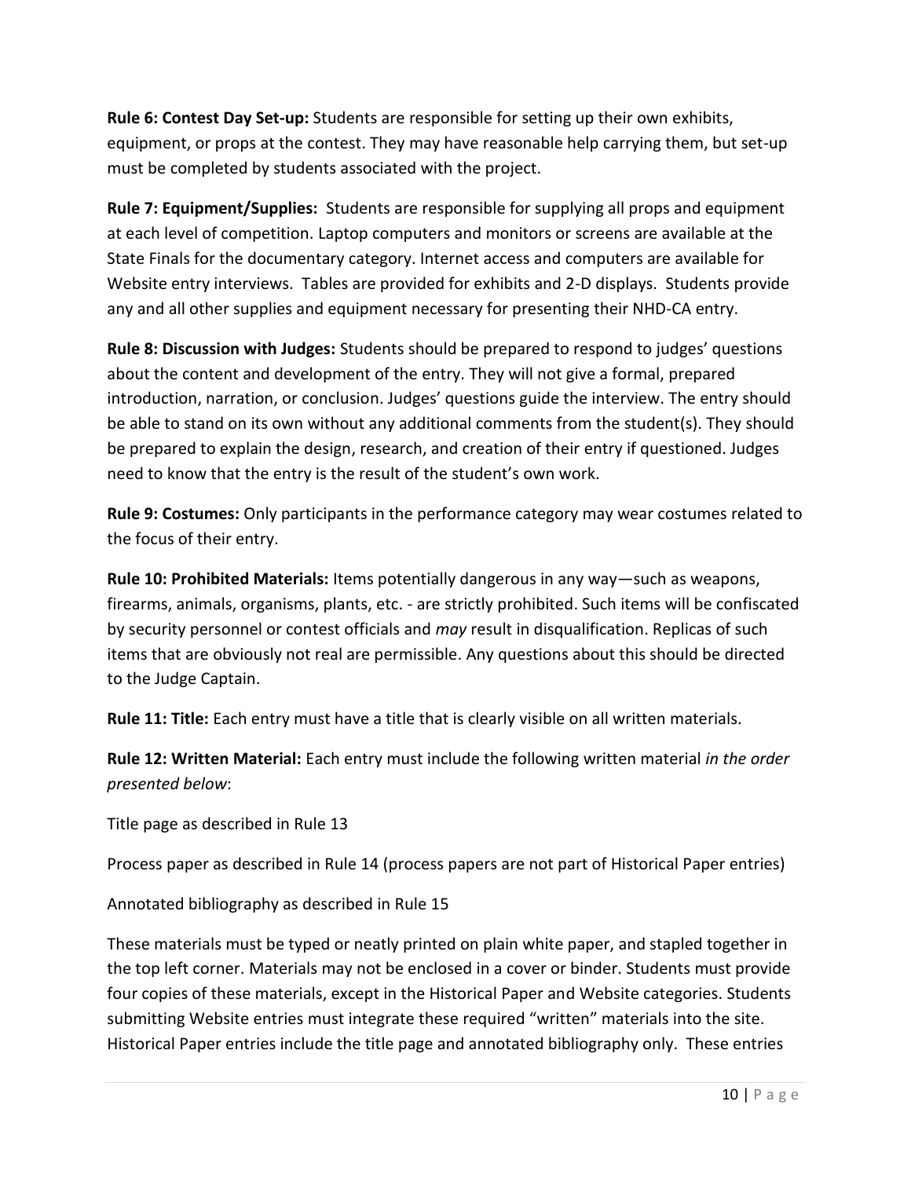**Rule 6: Contest Day Set-up:** Students are responsible for setting up their own exhibits, equipment, or props at the contest. They may have reasonable help carrying them, but set-up must be completed by students associated with the project.

**Rule 7: Equipment/Supplies:** Students are responsible for supplying all props and equipment at each level of competition. Laptop computers and monitors or screens are available at the State Finals for the documentary category. Internet access and computers are available for Website entry interviews. Tables are provided for exhibits and 2-D displays. Students provide any and all other supplies and equipment necessary for presenting their NHD-CA entry.

**Rule 8: Discussion with Judges:** Students should be prepared to respond to judges' questions about the content and development of the entry. They will not give a formal, prepared introduction, narration, or conclusion. Judges' questions guide the interview. The entry should be able to stand on its own without any additional comments from the student(s). They should be prepared to explain the design, research, and creation of their entry if questioned. Judges need to know that the entry is the result of the student's own work.

**Rule 9: Costumes:** Only participants in the performance category may wear costumes related to the focus of their entry.

**Rule 10: Prohibited Materials:** Items potentially dangerous in any way—such as weapons, firearms, animals, organisms, plants, etc. - are strictly prohibited. Such items will be confiscated by security personnel or contest officials and *may* result in disqualification. Replicas of such items that are obviously not real are permissible. Any questions about this should be directed to the Judge Captain.

**Rule 11: Title:** Each entry must have a title that is clearly visible on all written materials.

**Rule 12: Written Material:** Each entry must include the following written material *in the order presented below*:

Title page as described in Rule 13

Process paper as described in Rule 14 (process papers are not part of Historical Paper entries)

Annotated bibliography as described in Rule 15

These materials must be typed or neatly printed on plain white paper, and stapled together in the top left corner. Materials may not be enclosed in a cover or binder. Students must provide four copies of these materials, except in the Historical Paper and Website categories. Students submitting Website entries must integrate these required "written" materials into the site. Historical Paper entries include the title page and annotated bibliography only. These entries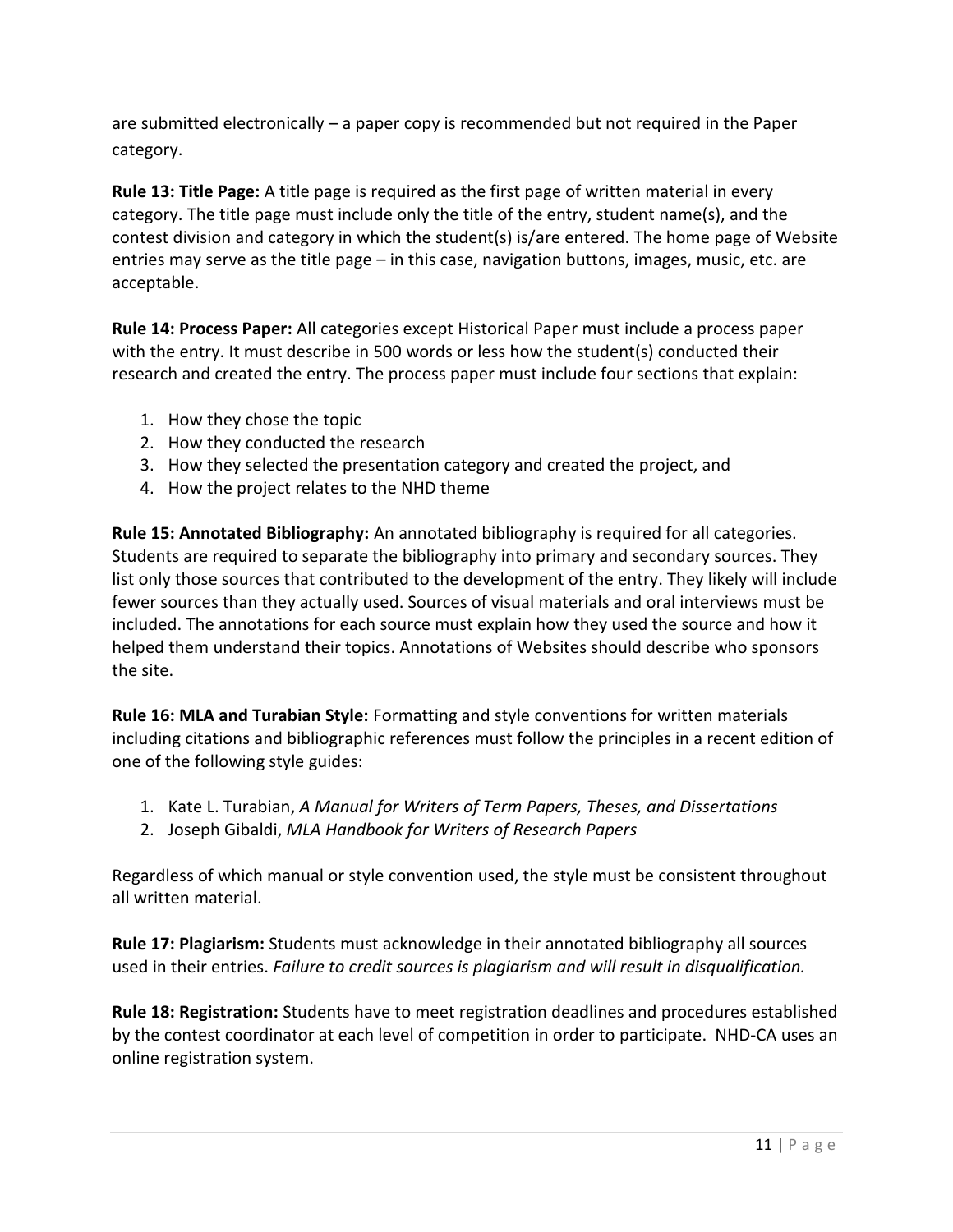are submitted electronically – a paper copy is recommended but not required in the Paper category.

**Rule 13: Title Page:** A title page is required as the first page of written material in every category. The title page must include only the title of the entry, student name(s), and the contest division and category in which the student(s) is/are entered. The home page of Website entries may serve as the title page – in this case, navigation buttons, images, music, etc. are acceptable.

**Rule 14: Process Paper:** All categories except Historical Paper must include a process paper with the entry. It must describe in 500 words or less how the student(s) conducted their research and created the entry. The process paper must include four sections that explain:

1. How they chose the topic
2. How they conducted the research
3. How they selected the presentation category and created the project, and
4. How the project relates to the NHD theme

**Rule 15: Annotated Bibliography:** An annotated bibliography is required for all categories. Students are required to separate the bibliography into primary and secondary sources. They list only those sources that contributed to the development of the entry. They likely will include fewer sources than they actually used. Sources of visual materials and oral interviews must be included. The annotations for each source must explain how they used the source and how it helped them understand their topics. Annotations of Websites should describe who sponsors the site.

**Rule 16: MLA and Turabian Style:** Formatting and style conventions for written materials including citations and bibliographic references must follow the principles in a recent edition of one of the following style guides:

1. Kate L. Turabian, *A Manual for Writers of Term Papers, Theses, and Dissertations*
2. Joseph Gibaldi, *MLA Handbook for Writers of Research Papers*

Regardless of which manual or style convention used, the style must be consistent throughout all written material.

**Rule 17: Plagiarism:** Students must acknowledge in their annotated bibliography all sources used in their entries. *Failure to credit sources is plagiarism and will result in disqualification.*

**Rule 18: Registration:** Students have to meet registration deadlines and procedures established by the contest coordinator at each level of competition in order to participate. NHD-CA uses an online registration system.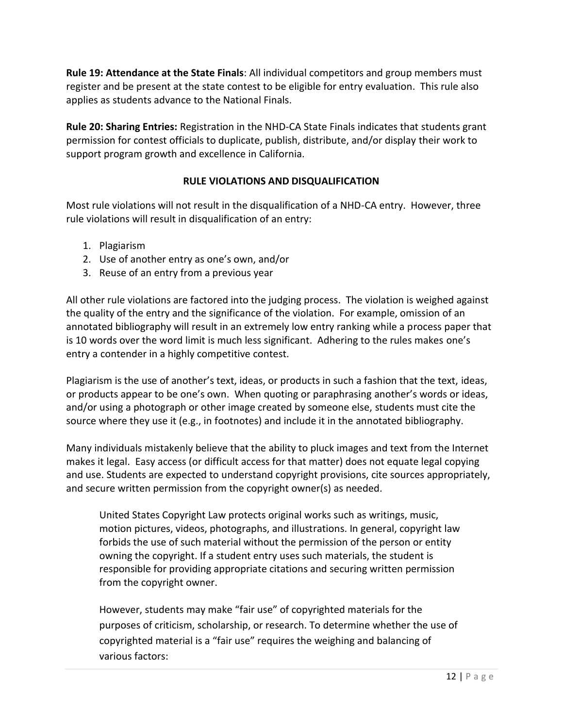**Rule 19: Attendance at the State Finals**: All individual competitors and group members must register and be present at the state contest to be eligible for entry evaluation. This rule also applies as students advance to the National Finals.

**Rule 20: Sharing Entries:** Registration in the NHD-CA State Finals indicates that students grant permission for contest officials to duplicate, publish, distribute, and/or display their work to support program growth and excellence in California.

## RULE VIOLATIONS AND DISQUALIFICATION

Most rule violations will not result in the disqualification of a NHD-CA entry. However, three rule violations will result in disqualification of an entry:

1. Plagiarism
2. Use of another entry as one's own, and/or
3. Reuse of an entry from a previous year

All other rule violations are factored into the judging process. The violation is weighed against the quality of the entry and the significance of the violation. For example, omission of an annotated bibliography will result in an extremely low entry ranking while a process paper that is 10 words over the word limit is much less significant. Adhering to the rules makes one's entry a contender in a highly competitive contest.

Plagiarism is the use of another's text, ideas, or products in such a fashion that the text, ideas, or products appear to be one's own. When quoting or paraphrasing another's words or ideas, and/or using a photograph or other image created by someone else, students must cite the source where they use it (e.g., in footnotes) and include it in the annotated bibliography.

Many individuals mistakenly believe that the ability to pluck images and text from the Internet makes it legal. Easy access (or difficult access for that matter) does not equate legal copying and use. Students are expected to understand copyright provisions, cite sources appropriately, and secure written permission from the copyright owner(s) as needed.

> United States Copyright Law protects original works such as writings, music, motion pictures, videos, photographs, and illustrations. In general, copyright law forbids the use of such material without the permission of the person or entity owning the copyright. If a student entry uses such materials, the student is responsible for providing appropriate citations and securing written permission from the copyright owner.
>
> However, students may make "fair use" of copyrighted materials for the purposes of criticism, scholarship, or research. To determine whether the use of copyrighted material is a "fair use" requires the weighing and balancing of various factors: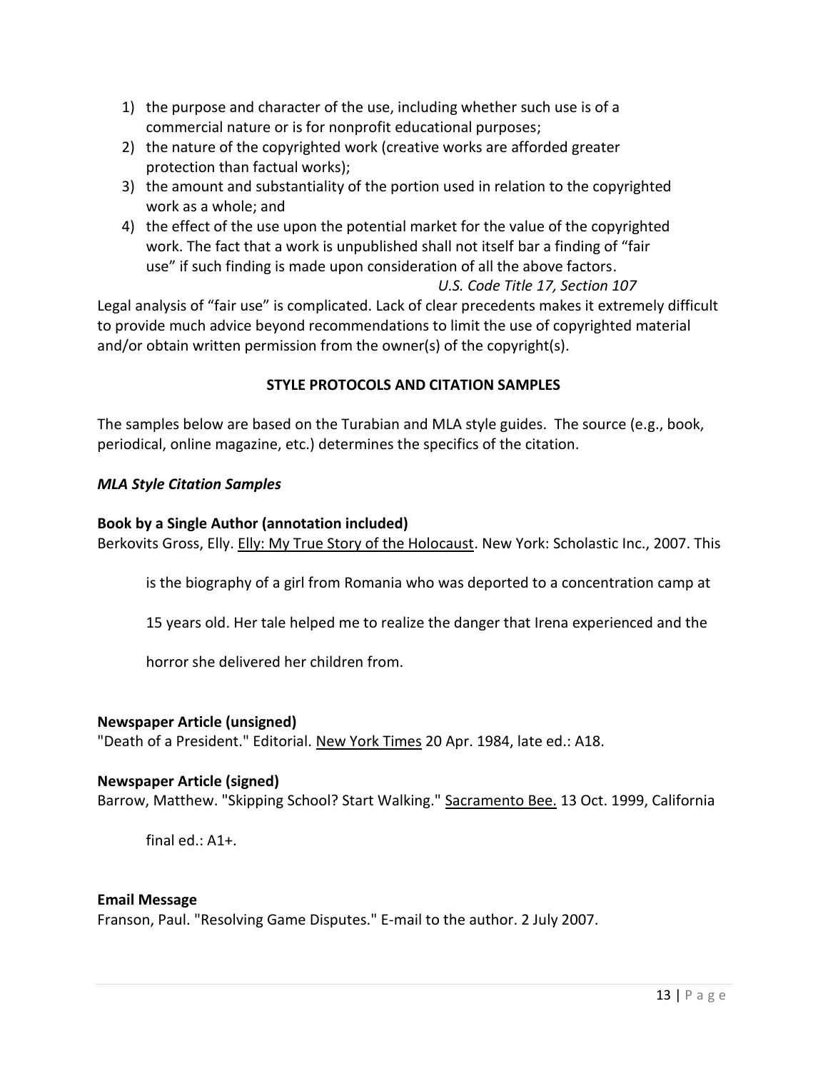1) the purpose and character of the use, including whether such use is of a commercial nature or is for nonprofit educational purposes;
2) the nature of the copyrighted work (creative works are afforded greater protection than factual works);
3) the amount and substantiality of the portion used in relation to the copyrighted work as a whole; and
4) the effect of the use upon the potential market for the value of the copyrighted work. The fact that a work is unpublished shall not itself bar a finding of "fair use" if such finding is made upon consideration of all the above factors.

*U.S. Code Title 17, Section 107*

Legal analysis of "fair use" is complicated. Lack of clear precedents makes it extremely difficult to provide much advice beyond recommendations to limit the use of copyrighted material and/or obtain written permission from the owner(s) of the copyright(s).

## STYLE PROTOCOLS AND CITATION SAMPLES

The samples below are based on the Turabian and MLA style guides. The source (e.g., book, periodical, online magazine, etc.) determines the specifics of the citation.

### *MLA Style Citation Samples*

**Book by a Single Author (annotation included)**

Berkovits Gross, Elly. Elly: My True Story of the Holocaust. New York: Scholastic Inc., 2007. This is the biography of a girl from Romania who was deported to a concentration camp at 15 years old. Her tale helped me to realize the danger that Irena experienced and the horror she delivered her children from.

**Newspaper Article (unsigned)**

"Death of a President." Editorial. New York Times 20 Apr. 1984, late ed.: A18.

**Newspaper Article (signed)**

Barrow, Matthew. "Skipping School? Start Walking." Sacramento Bee. 13 Oct. 1999, California final ed.: A1+.

**Email Message**

Franson, Paul. "Resolving Game Disputes." E-mail to the author. 2 July 2007.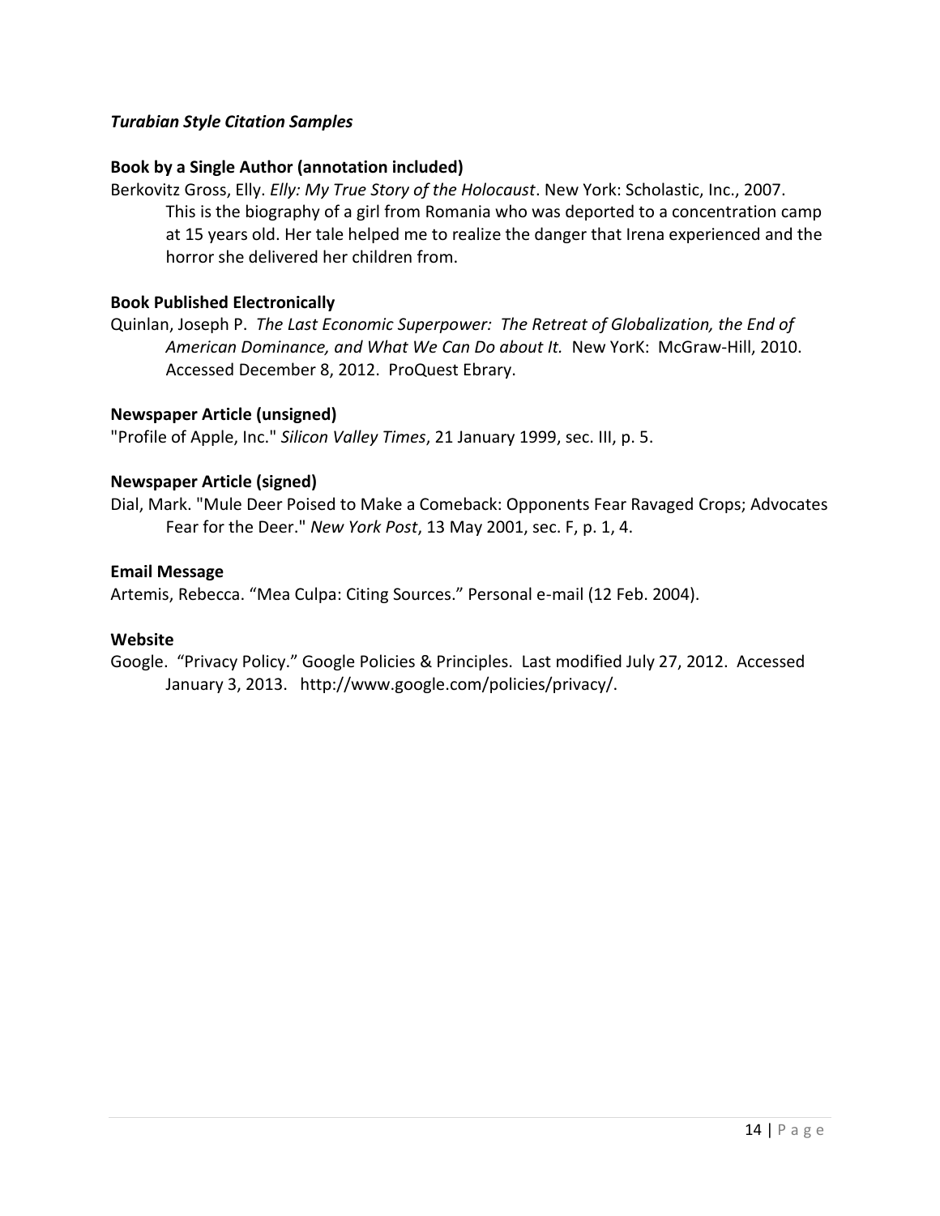### *Turabian Style Citation Samples*

**Book by a Single Author (annotation included)**

Berkovitz Gross, Elly. *Elly: My True Story of the Holocaust*. New York: Scholastic, Inc., 2007.
This is the biography of a girl from Romania who was deported to a concentration camp at 15 years old. Her tale helped me to realize the danger that Irena experienced and the horror she delivered her children from.

**Book Published Electronically**

Quinlan, Joseph P. *The Last Economic Superpower: The Retreat of Globalization, the End of American Dominance, and What We Can Do about It.* New YorK: McGraw-Hill, 2010. Accessed December 8, 2012. ProQuest Ebrary.

**Newspaper Article (unsigned)**

"Profile of Apple, Inc." *Silicon Valley Times*, 21 January 1999, sec. III, p. 5.

**Newspaper Article (signed)**

Dial, Mark. "Mule Deer Poised to Make a Comeback: Opponents Fear Ravaged Crops; Advocates Fear for the Deer." *New York Post*, 13 May 2001, sec. F, p. 1, 4.

**Email Message**

Artemis, Rebecca. "Mea Culpa: Citing Sources." Personal e-mail (12 Feb. 2004).

**Website**

Google. "Privacy Policy." Google Policies & Principles. Last modified July 27, 2012. Accessed January 3, 2013. http://www.google.com/policies/privacy/.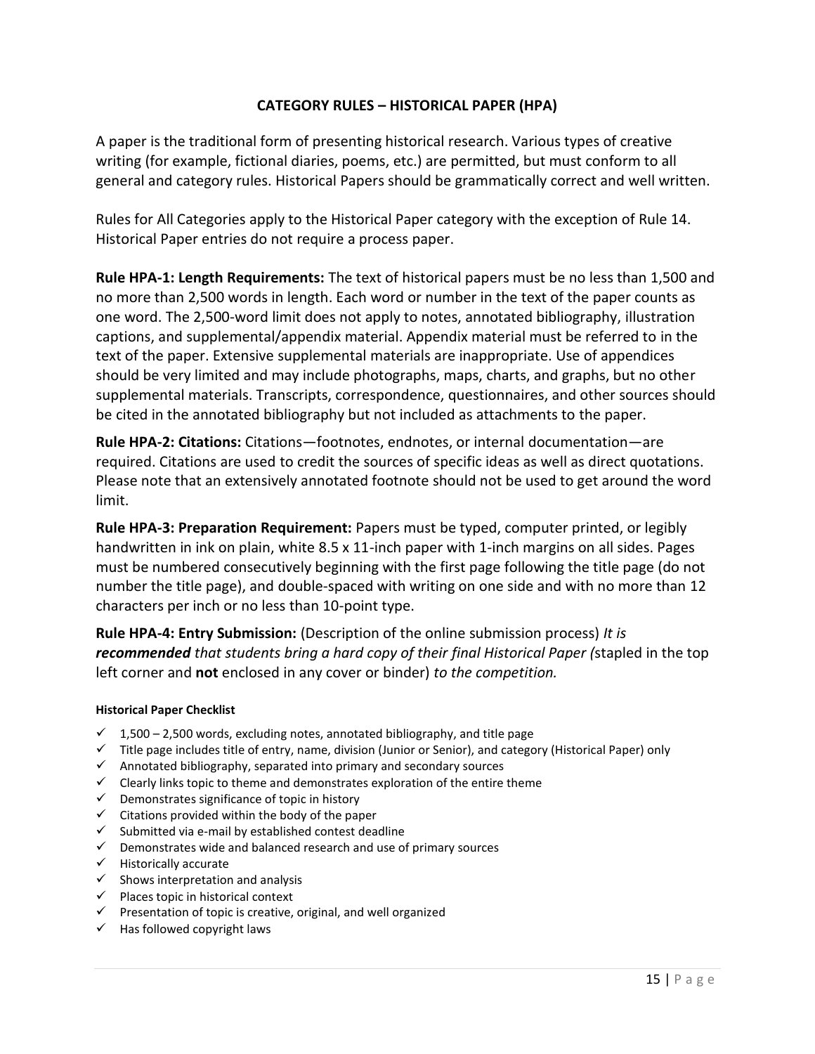## CATEGORY RULES – HISTORICAL PAPER (HPA)

A paper is the traditional form of presenting historical research. Various types of creative writing (for example, fictional diaries, poems, etc.) are permitted, but must conform to all general and category rules. Historical Papers should be grammatically correct and well written.

Rules for All Categories apply to the Historical Paper category with the exception of Rule 14. Historical Paper entries do not require a process paper.

**Rule HPA-1: Length Requirements:** The text of historical papers must be no less than 1,500 and no more than 2,500 words in length. Each word or number in the text of the paper counts as one word. The 2,500-word limit does not apply to notes, annotated bibliography, illustration captions, and supplemental/appendix material. Appendix material must be referred to in the text of the paper. Extensive supplemental materials are inappropriate. Use of appendices should be very limited and may include photographs, maps, charts, and graphs, but no other supplemental materials. Transcripts, correspondence, questionnaires, and other sources should be cited in the annotated bibliography but not included as attachments to the paper.

**Rule HPA-2: Citations:** Citations—footnotes, endnotes, or internal documentation—are required. Citations are used to credit the sources of specific ideas as well as direct quotations. Please note that an extensively annotated footnote should not be used to get around the word limit.

**Rule HPA-3: Preparation Requirement:** Papers must be typed, computer printed, or legibly handwritten in ink on plain, white 8.5 x 11-inch paper with 1-inch margins on all sides. Pages must be numbered consecutively beginning with the first page following the title page (do not number the title page), and double-spaced with writing on one side and with no more than 12 characters per inch or no less than 10-point type.

**Rule HPA-4: Entry Submission:** (Description of the online submission process) *It is **recommended** that students bring a hard copy of their final Historical Paper (*stapled in the top left corner and **not** enclosed in any cover or binder) *to the competition.*

#### Historical Paper Checklist

- ✓ 1,500 – 2,500 words, excluding notes, annotated bibliography, and title page
- ✓ Title page includes title of entry, name, division (Junior or Senior), and category (Historical Paper) only
- ✓ Annotated bibliography, separated into primary and secondary sources
- ✓ Clearly links topic to theme and demonstrates exploration of the entire theme
- ✓ Demonstrates significance of topic in history
- ✓ Citations provided within the body of the paper
- ✓ Submitted via e-mail by established contest deadline
- ✓ Demonstrates wide and balanced research and use of primary sources
- ✓ Historically accurate
- ✓ Shows interpretation and analysis
- ✓ Places topic in historical context
- ✓ Presentation of topic is creative, original, and well organized
- ✓ Has followed copyright laws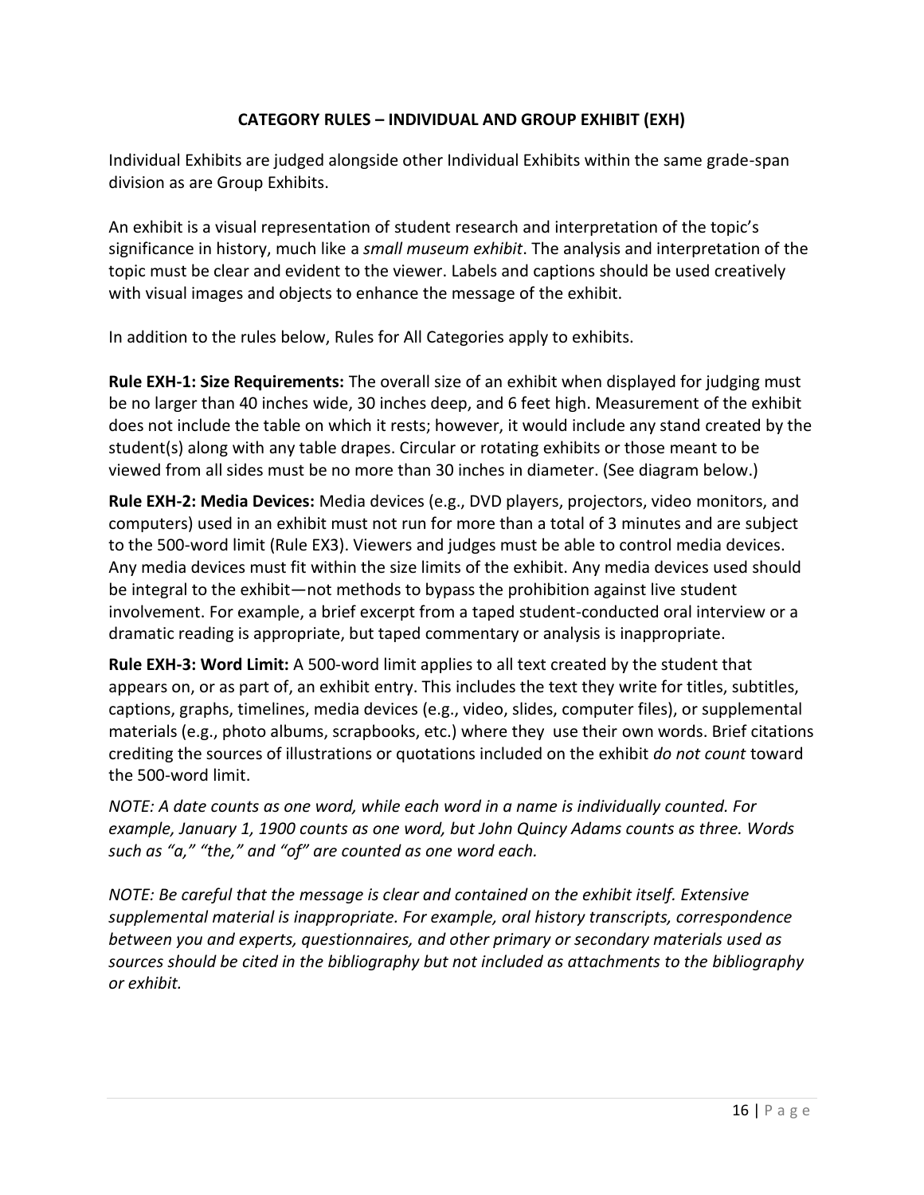## CATEGORY RULES – INDIVIDUAL AND GROUP EXHIBIT (EXH)

Individual Exhibits are judged alongside other Individual Exhibits within the same grade-span division as are Group Exhibits.

An exhibit is a visual representation of student research and interpretation of the topic's significance in history, much like a *small museum exhibit*. The analysis and interpretation of the topic must be clear and evident to the viewer. Labels and captions should be used creatively with visual images and objects to enhance the message of the exhibit.

In addition to the rules below, Rules for All Categories apply to exhibits.

**Rule EXH-1: Size Requirements:** The overall size of an exhibit when displayed for judging must be no larger than 40 inches wide, 30 inches deep, and 6 feet high. Measurement of the exhibit does not include the table on which it rests; however, it would include any stand created by the student(s) along with any table drapes. Circular or rotating exhibits or those meant to be viewed from all sides must be no more than 30 inches in diameter. (See diagram below.)

**Rule EXH-2: Media Devices:** Media devices (e.g., DVD players, projectors, video monitors, and computers) used in an exhibit must not run for more than a total of 3 minutes and are subject to the 500-word limit (Rule EX3). Viewers and judges must be able to control media devices. Any media devices must fit within the size limits of the exhibit. Any media devices used should be integral to the exhibit—not methods to bypass the prohibition against live student involvement. For example, a brief excerpt from a taped student-conducted oral interview or a dramatic reading is appropriate, but taped commentary or analysis is inappropriate.

**Rule EXH-3: Word Limit:** A 500-word limit applies to all text created by the student that appears on, or as part of, an exhibit entry. This includes the text they write for titles, subtitles, captions, graphs, timelines, media devices (e.g., video, slides, computer files), or supplemental materials (e.g., photo albums, scrapbooks, etc.) where they use their own words. Brief citations crediting the sources of illustrations or quotations included on the exhibit *do not count* toward the 500-word limit.

*NOTE: A date counts as one word, while each word in a name is individually counted. For example, January 1, 1900 counts as one word, but John Quincy Adams counts as three. Words such as "a," "the," and "of" are counted as one word each.*

*NOTE: Be careful that the message is clear and contained on the exhibit itself. Extensive supplemental material is inappropriate. For example, oral history transcripts, correspondence between you and experts, questionnaires, and other primary or secondary materials used as sources should be cited in the bibliography but not included as attachments to the bibliography or exhibit.*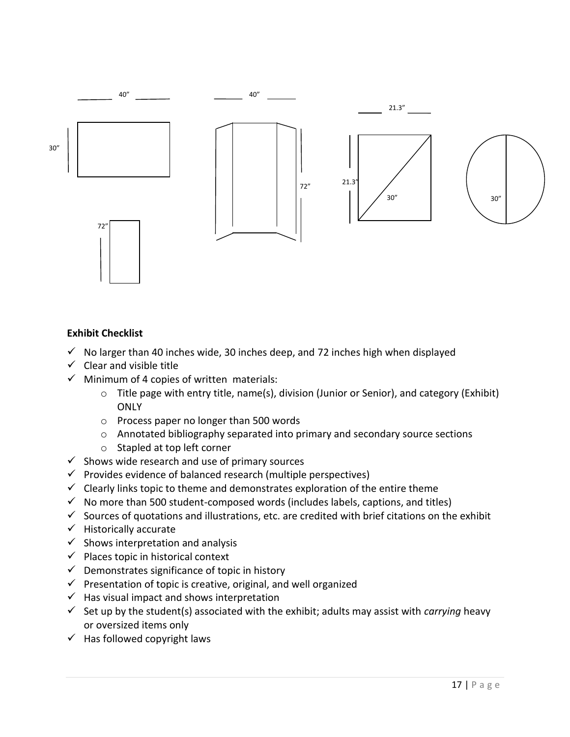**Exhibit Checklist**

- ✓ No larger than 40 inches wide, 30 inches deep, and 72 inches high when displayed
- ✓ Clear and visible title
- ✓ Minimum of 4 copies of written materials:
  - Title page with entry title, name(s), division (Junior or Senior), and category (Exhibit) ONLY
  - Process paper no longer than 500 words
  - Annotated bibliography separated into primary and secondary source sections
  - Stapled at top left corner
- ✓ Shows wide research and use of primary sources
- ✓ Provides evidence of balanced research (multiple perspectives)
- ✓ Clearly links topic to theme and demonstrates exploration of the entire theme
- ✓ No more than 500 student-composed words (includes labels, captions, and titles)
- ✓ Sources of quotations and illustrations, etc. are credited with brief citations on the exhibit
- ✓ Historically accurate
- ✓ Shows interpretation and analysis
- ✓ Places topic in historical context
- ✓ Demonstrates significance of topic in history
- ✓ Presentation of topic is creative, original, and well organized
- ✓ Has visual impact and shows interpretation
- ✓ Set up by the student(s) associated with the exhibit; adults may assist with *carrying* heavy or oversized items only
- ✓ Has followed copyright laws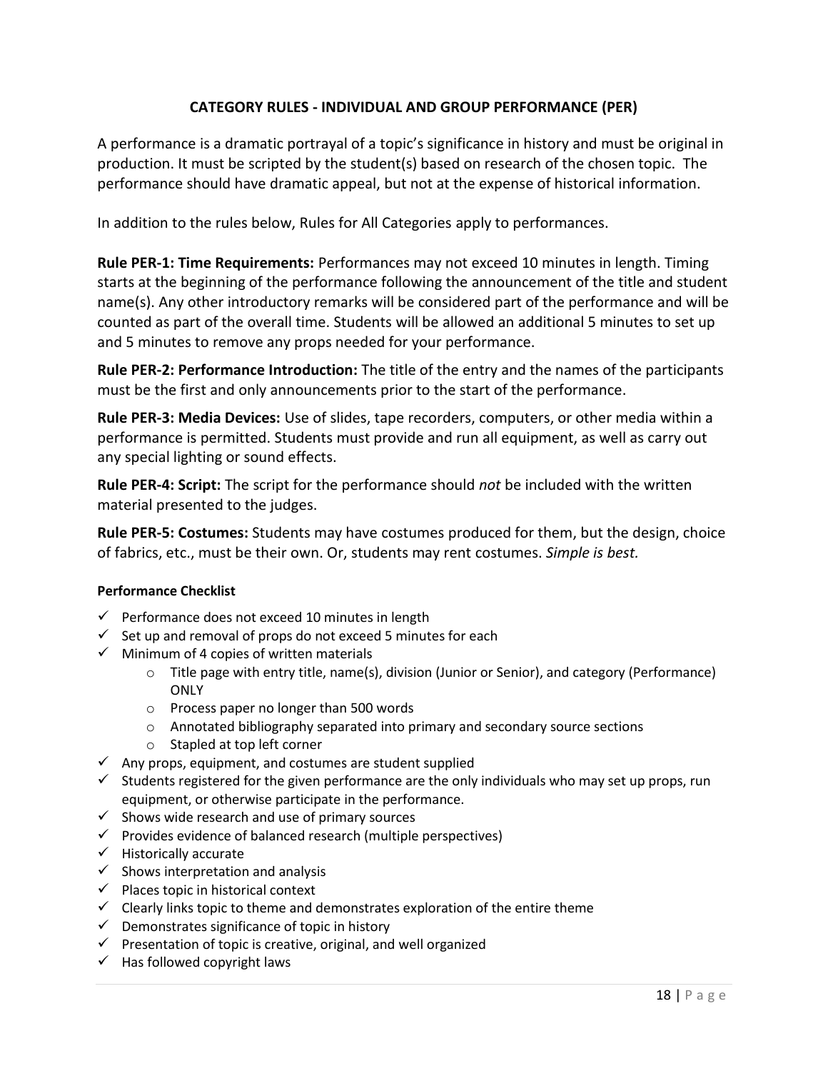## CATEGORY RULES - INDIVIDUAL AND GROUP PERFORMANCE (PER)

A performance is a dramatic portrayal of a topic's significance in history and must be original in production. It must be scripted by the student(s) based on research of the chosen topic. The performance should have dramatic appeal, but not at the expense of historical information.

In addition to the rules below, Rules for All Categories apply to performances.

**Rule PER-1: Time Requirements:** Performances may not exceed 10 minutes in length. Timing starts at the beginning of the performance following the announcement of the title and student name(s). Any other introductory remarks will be considered part of the performance and will be counted as part of the overall time. Students will be allowed an additional 5 minutes to set up and 5 minutes to remove any props needed for your performance.

**Rule PER-2: Performance Introduction:** The title of the entry and the names of the participants must be the first and only announcements prior to the start of the performance.

**Rule PER-3: Media Devices:** Use of slides, tape recorders, computers, or other media within a performance is permitted. Students must provide and run all equipment, as well as carry out any special lighting or sound effects.

**Rule PER-4: Script:** The script for the performance should *not* be included with the written material presented to the judges.

**Rule PER-5: Costumes:** Students may have costumes produced for them, but the design, choice of fabrics, etc., must be their own. Or, students may rent costumes. *Simple is best.*

#### Performance Checklist

- ✓ Performance does not exceed 10 minutes in length
- ✓ Set up and removal of props do not exceed 5 minutes for each
- ✓ Minimum of 4 copies of written materials
  - Title page with entry title, name(s), division (Junior or Senior), and category (Performance) ONLY
  - Process paper no longer than 500 words
  - Annotated bibliography separated into primary and secondary source sections
  - Stapled at top left corner
- ✓ Any props, equipment, and costumes are student supplied
- ✓ Students registered for the given performance are the only individuals who may set up props, run equipment, or otherwise participate in the performance.
- ✓ Shows wide research and use of primary sources
- ✓ Provides evidence of balanced research (multiple perspectives)
- ✓ Historically accurate
- ✓ Shows interpretation and analysis
- ✓ Places topic in historical context
- ✓ Clearly links topic to theme and demonstrates exploration of the entire theme
- ✓ Demonstrates significance of topic in history
- ✓ Presentation of topic is creative, original, and well organized
- ✓ Has followed copyright laws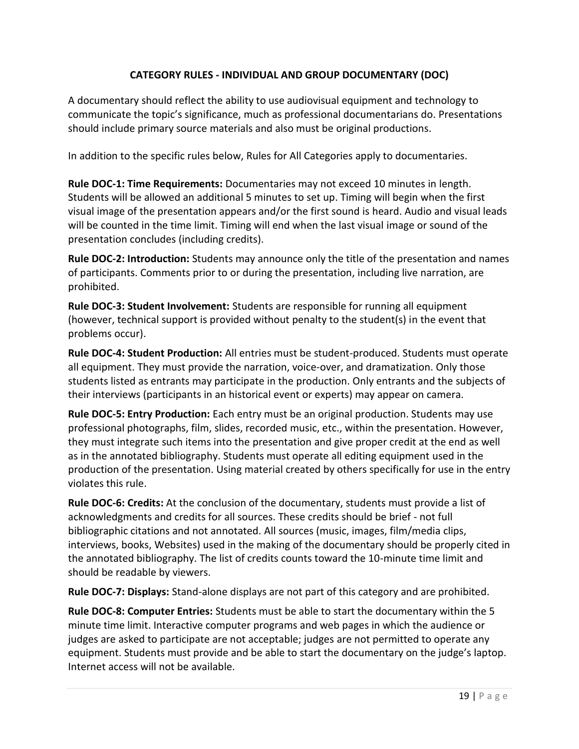## CATEGORY RULES - INDIVIDUAL AND GROUP DOCUMENTARY (DOC)

A documentary should reflect the ability to use audiovisual equipment and technology to communicate the topic's significance, much as professional documentarians do. Presentations should include primary source materials and also must be original productions.

In addition to the specific rules below, Rules for All Categories apply to documentaries.

**Rule DOC-1: Time Requirements:** Documentaries may not exceed 10 minutes in length. Students will be allowed an additional 5 minutes to set up. Timing will begin when the first visual image of the presentation appears and/or the first sound is heard. Audio and visual leads will be counted in the time limit. Timing will end when the last visual image or sound of the presentation concludes (including credits).

**Rule DOC-2: Introduction:** Students may announce only the title of the presentation and names of participants. Comments prior to or during the presentation, including live narration, are prohibited.

**Rule DOC-3: Student Involvement:** Students are responsible for running all equipment (however, technical support is provided without penalty to the student(s) in the event that problems occur).

**Rule DOC-4: Student Production:** All entries must be student-produced. Students must operate all equipment. They must provide the narration, voice-over, and dramatization. Only those students listed as entrants may participate in the production. Only entrants and the subjects of their interviews (participants in an historical event or experts) may appear on camera.

**Rule DOC-5: Entry Production:** Each entry must be an original production. Students may use professional photographs, film, slides, recorded music, etc., within the presentation. However, they must integrate such items into the presentation and give proper credit at the end as well as in the annotated bibliography. Students must operate all editing equipment used in the production of the presentation. Using material created by others specifically for use in the entry violates this rule.

**Rule DOC-6: Credits:** At the conclusion of the documentary, students must provide a list of acknowledgments and credits for all sources. These credits should be brief - not full bibliographic citations and not annotated. All sources (music, images, film/media clips, interviews, books, Websites) used in the making of the documentary should be properly cited in the annotated bibliography. The list of credits counts toward the 10-minute time limit and should be readable by viewers.

**Rule DOC-7: Displays:** Stand-alone displays are not part of this category and are prohibited.

**Rule DOC-8: Computer Entries:** Students must be able to start the documentary within the 5 minute time limit. Interactive computer programs and web pages in which the audience or judges are asked to participate are not acceptable; judges are not permitted to operate any equipment. Students must provide and be able to start the documentary on the judge's laptop. Internet access will not be available.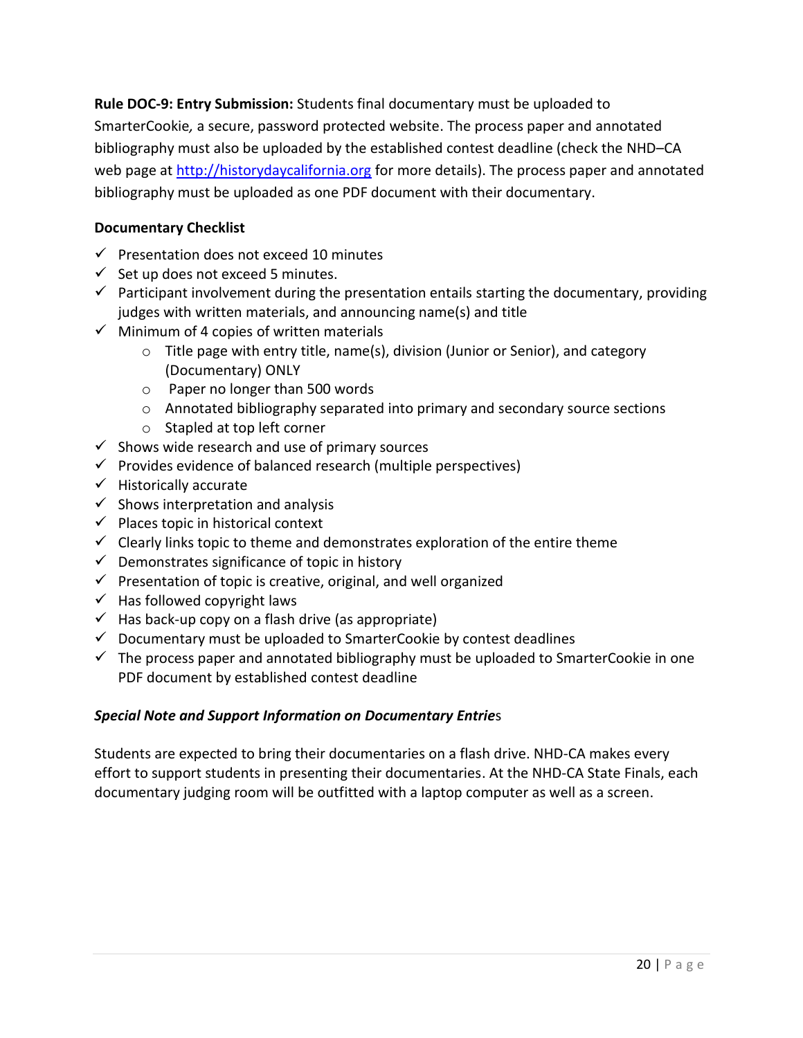**Rule DOC-9: Entry Submission:** Students final documentary must be uploaded to SmarterCookie*,* a secure, password protected website. The process paper and annotated bibliography must also be uploaded by the established contest deadline (check the NHD–CA web page at [http://historydaycalifornia.org](http://historydaycalifornia.org) for more details). The process paper and annotated bibliography must be uploaded as one PDF document with their documentary.

**Documentary Checklist**

- ✓ Presentation does not exceed 10 minutes
- ✓ Set up does not exceed 5 minutes.
- ✓ Participant involvement during the presentation entails starting the documentary, providing judges with written materials, and announcing name(s) and title
- ✓ Minimum of 4 copies of written materials
  - Title page with entry title, name(s), division (Junior or Senior), and category (Documentary) ONLY
  - Paper no longer than 500 words
  - Annotated bibliography separated into primary and secondary source sections
  - Stapled at top left corner
- ✓ Shows wide research and use of primary sources
- ✓ Provides evidence of balanced research (multiple perspectives)
- ✓ Historically accurate
- ✓ Shows interpretation and analysis
- ✓ Places topic in historical context
- ✓ Clearly links topic to theme and demonstrates exploration of the entire theme
- ✓ Demonstrates significance of topic in history
- ✓ Presentation of topic is creative, original, and well organized
- ✓ Has followed copyright laws
- ✓ Has back-up copy on a flash drive (as appropriate)
- ✓ Documentary must be uploaded to SmarterCookie by contest deadlines
- ✓ The process paper and annotated bibliography must be uploaded to SmarterCookie in one PDF document by established contest deadline

***Special Note and Support Information on Documentary Entrie*s**

Students are expected to bring their documentaries on a flash drive. NHD-CA makes every effort to support students in presenting their documentaries. At the NHD-CA State Finals, each documentary judging room will be outfitted with a laptop computer as well as a screen.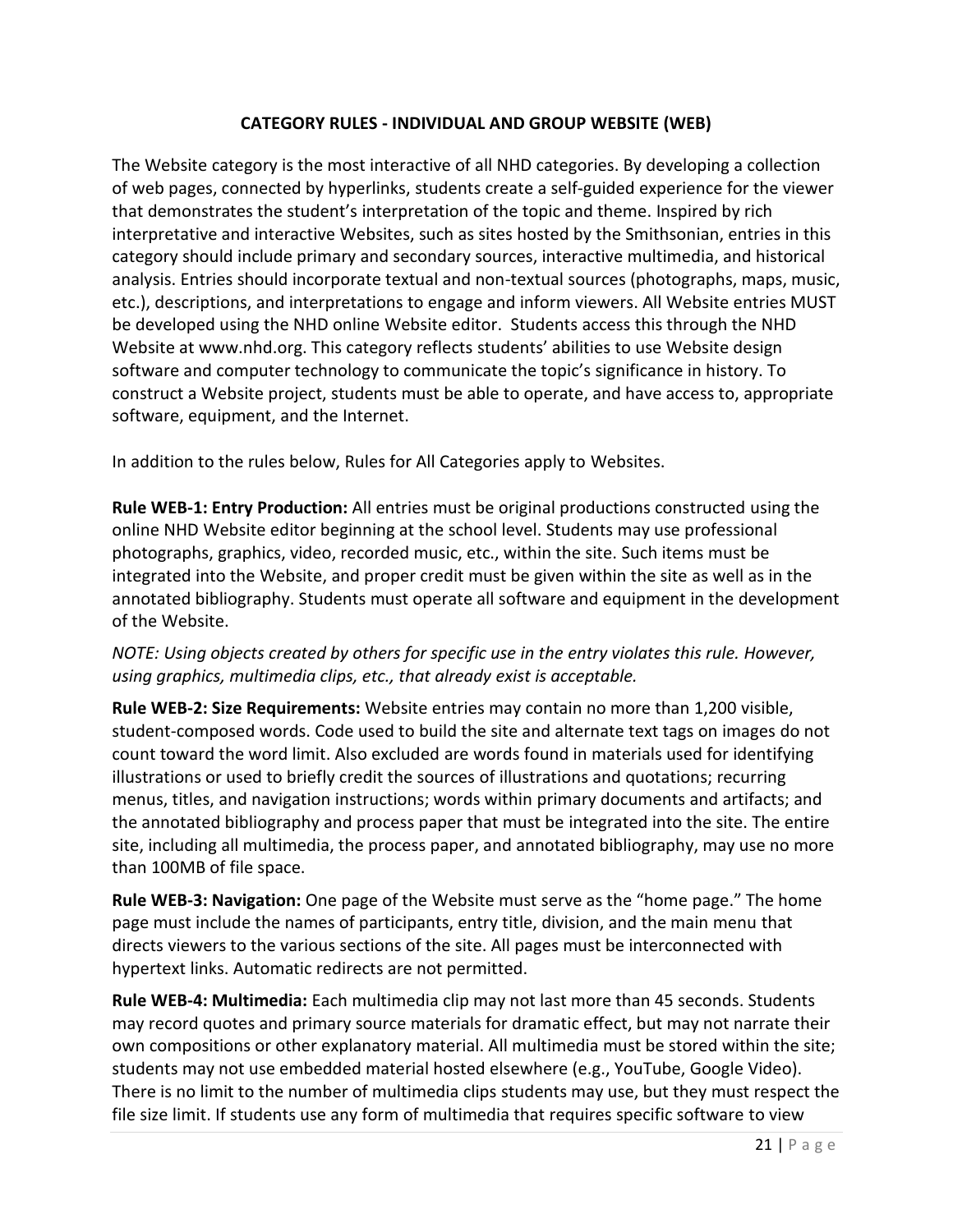## CATEGORY RULES - INDIVIDUAL AND GROUP WEBSITE (WEB)

The Website category is the most interactive of all NHD categories. By developing a collection of web pages, connected by hyperlinks, students create a self-guided experience for the viewer that demonstrates the student's interpretation of the topic and theme. Inspired by rich interpretative and interactive Websites, such as sites hosted by the Smithsonian, entries in this category should include primary and secondary sources, interactive multimedia, and historical analysis. Entries should incorporate textual and non-textual sources (photographs, maps, music, etc.), descriptions, and interpretations to engage and inform viewers. All Website entries MUST be developed using the NHD online Website editor. Students access this through the NHD Website at www.nhd.org. This category reflects students' abilities to use Website design software and computer technology to communicate the topic's significance in history. To construct a Website project, students must be able to operate, and have access to, appropriate software, equipment, and the Internet.

In addition to the rules below, Rules for All Categories apply to Websites.

**Rule WEB-1: Entry Production:** All entries must be original productions constructed using the online NHD Website editor beginning at the school level. Students may use professional photographs, graphics, video, recorded music, etc., within the site. Such items must be integrated into the Website, and proper credit must be given within the site as well as in the annotated bibliography. Students must operate all software and equipment in the development of the Website.

*NOTE: Using objects created by others for specific use in the entry violates this rule. However, using graphics, multimedia clips, etc., that already exist is acceptable.*

**Rule WEB-2: Size Requirements:** Website entries may contain no more than 1,200 visible, student-composed words. Code used to build the site and alternate text tags on images do not count toward the word limit. Also excluded are words found in materials used for identifying illustrations or used to briefly credit the sources of illustrations and quotations; recurring menus, titles, and navigation instructions; words within primary documents and artifacts; and the annotated bibliography and process paper that must be integrated into the site. The entire site, including all multimedia, the process paper, and annotated bibliography, may use no more than 100MB of file space.

**Rule WEB-3: Navigation:** One page of the Website must serve as the "home page." The home page must include the names of participants, entry title, division, and the main menu that directs viewers to the various sections of the site. All pages must be interconnected with hypertext links. Automatic redirects are not permitted.

**Rule WEB-4: Multimedia:** Each multimedia clip may not last more than 45 seconds. Students may record quotes and primary source materials for dramatic effect, but may not narrate their own compositions or other explanatory material. All multimedia must be stored within the site; students may not use embedded material hosted elsewhere (e.g., YouTube, Google Video). There is no limit to the number of multimedia clips students may use, but they must respect the file size limit. If students use any form of multimedia that requires specific software to view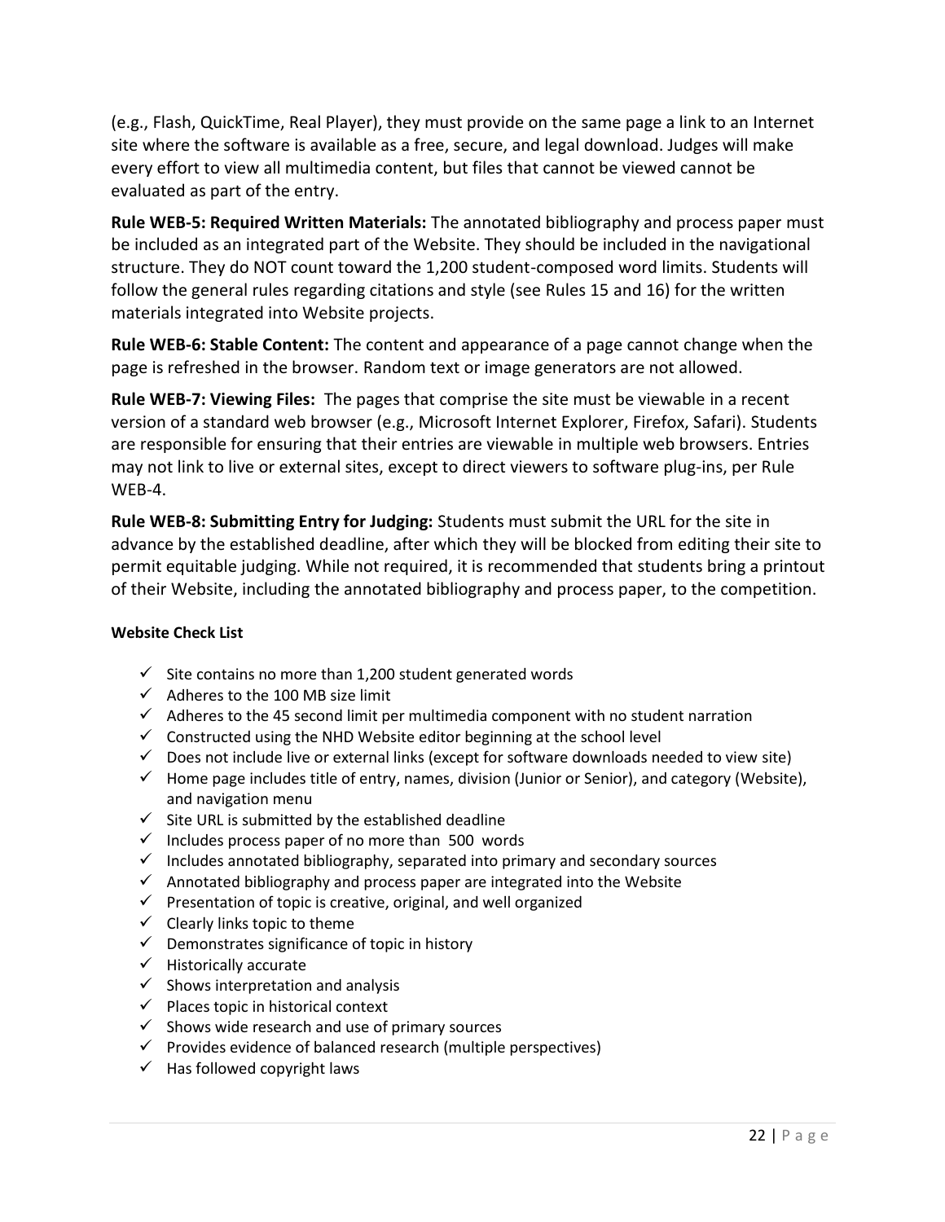(e.g., Flash, QuickTime, Real Player), they must provide on the same page a link to an Internet site where the software is available as a free, secure, and legal download. Judges will make every effort to view all multimedia content, but files that cannot be viewed cannot be evaluated as part of the entry.

**Rule WEB-5: Required Written Materials:** The annotated bibliography and process paper must be included as an integrated part of the Website. They should be included in the navigational structure. They do NOT count toward the 1,200 student-composed word limits. Students will follow the general rules regarding citations and style (see Rules 15 and 16) for the written materials integrated into Website projects.

**Rule WEB-6: Stable Content:** The content and appearance of a page cannot change when the page is refreshed in the browser. Random text or image generators are not allowed.

**Rule WEB-7: Viewing Files:** The pages that comprise the site must be viewable in a recent version of a standard web browser (e.g., Microsoft Internet Explorer, Firefox, Safari). Students are responsible for ensuring that their entries are viewable in multiple web browsers. Entries may not link to live or external sites, except to direct viewers to software plug-ins, per Rule WEB-4.

**Rule WEB-8: Submitting Entry for Judging:** Students must submit the URL for the site in advance by the established deadline, after which they will be blocked from editing their site to permit equitable judging. While not required, it is recommended that students bring a printout of their Website, including the annotated bibliography and process paper, to the competition.

#### Website Check List

- ✓ Site contains no more than 1,200 student generated words
- ✓ Adheres to the 100 MB size limit
- ✓ Adheres to the 45 second limit per multimedia component with no student narration
- ✓ Constructed using the NHD Website editor beginning at the school level
- ✓ Does not include live or external links (except for software downloads needed to view site)
- ✓ Home page includes title of entry, names, division (Junior or Senior), and category (Website), and navigation menu
- ✓ Site URL is submitted by the established deadline
- ✓ Includes process paper of no more than 500 words
- ✓ Includes annotated bibliography, separated into primary and secondary sources
- ✓ Annotated bibliography and process paper are integrated into the Website
- ✓ Presentation of topic is creative, original, and well organized
- ✓ Clearly links topic to theme
- ✓ Demonstrates significance of topic in history
- ✓ Historically accurate
- ✓ Shows interpretation and analysis
- ✓ Places topic in historical context
- ✓ Shows wide research and use of primary sources
- ✓ Provides evidence of balanced research (multiple perspectives)
- ✓ Has followed copyright laws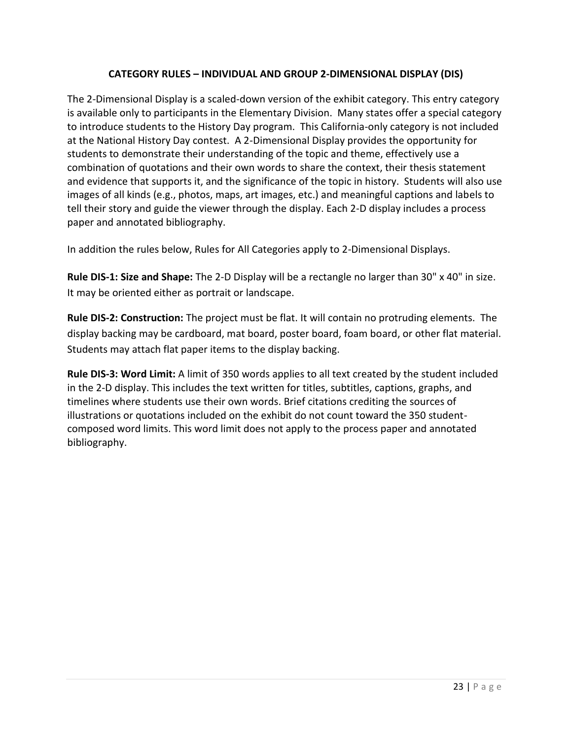## CATEGORY RULES – INDIVIDUAL AND GROUP 2-DIMENSIONAL DISPLAY (DIS)

The 2-Dimensional Display is a scaled-down version of the exhibit category. This entry category is available only to participants in the Elementary Division. Many states offer a special category to introduce students to the History Day program. This California-only category is not included at the National History Day contest. A 2-Dimensional Display provides the opportunity for students to demonstrate their understanding of the topic and theme, effectively use a combination of quotations and their own words to share the context, their thesis statement and evidence that supports it, and the significance of the topic in history. Students will also use images of all kinds (e.g., photos, maps, art images, etc.) and meaningful captions and labels to tell their story and guide the viewer through the display. Each 2-D display includes a process paper and annotated bibliography.

In addition the rules below, Rules for All Categories apply to 2-Dimensional Displays.

**Rule DIS-1: Size and Shape:** The 2-D Display will be a rectangle no larger than 30" x 40" in size. It may be oriented either as portrait or landscape.

**Rule DIS-2: Construction:** The project must be flat. It will contain no protruding elements. The display backing may be cardboard, mat board, poster board, foam board, or other flat material. Students may attach flat paper items to the display backing.

**Rule DIS-3: Word Limit:** A limit of 350 words applies to all text created by the student included in the 2-D display. This includes the text written for titles, subtitles, captions, graphs, and timelines where students use their own words. Brief citations crediting the sources of illustrations or quotations included on the exhibit do not count toward the 350 student-composed word limits. This word limit does not apply to the process paper and annotated bibliography.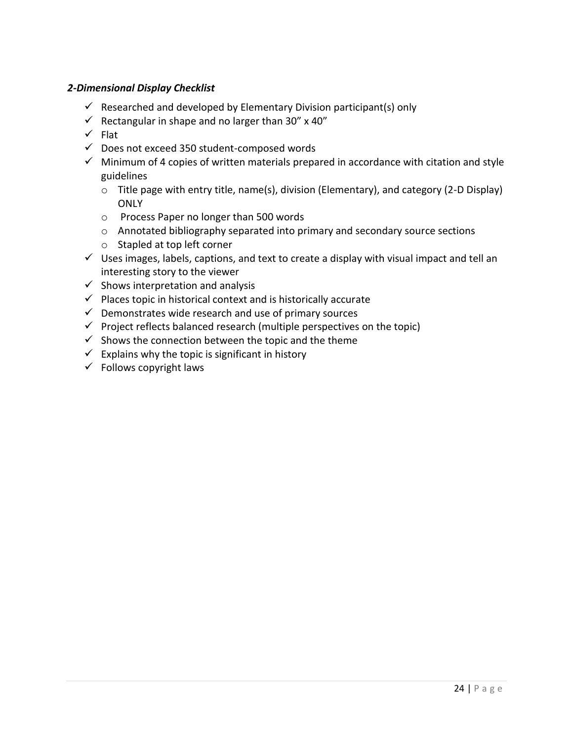***2-Dimensional Display Checklist***

- ✓ Researched and developed by Elementary Division participant(s) only
- ✓ Rectangular in shape and no larger than 30” x 40”
- ✓ Flat
- ✓ Does not exceed 350 student-composed words
- ✓ Minimum of 4 copies of written materials prepared in accordance with citation and style guidelines
  - Title page with entry title, name(s), division (Elementary), and category (2-D Display) ONLY
  - Process Paper no longer than 500 words
  - Annotated bibliography separated into primary and secondary source sections
  - Stapled at top left corner
- ✓ Uses images, labels, captions, and text to create a display with visual impact and tell an interesting story to the viewer
- ✓ Shows interpretation and analysis
- ✓ Places topic in historical context and is historically accurate
- ✓ Demonstrates wide research and use of primary sources
- ✓ Project reflects balanced research (multiple perspectives on the topic)
- ✓ Shows the connection between the topic and the theme
- ✓ Explains why the topic is significant in history
- ✓ Follows copyright laws